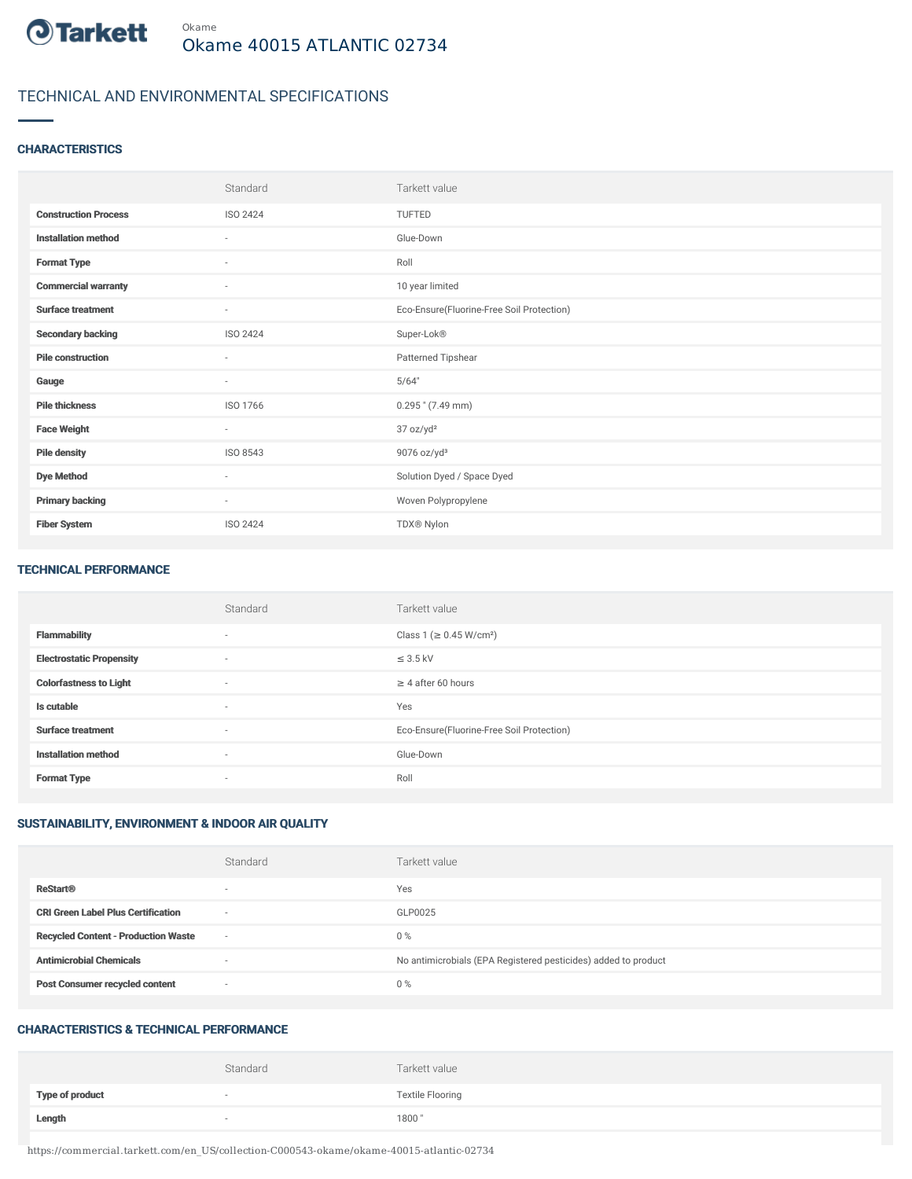Okame

# Okame 40015 ATLANTIC 02734

## TECHNICAL AND ENVIRONMENTAL SPECIFICATIONS

### CHARACTERISTICS

| | Standard | Tarkett value |
|---|---|---|
| **Construction Process** | ISO 2424 | TUFTED |
| **Installation method** | - | Glue-Down |
| **Format Type** | - | Roll |
| **Commercial warranty** | - | 10 year limited |
| **Surface treatment** | - | Eco-Ensure(Fluorine-Free Soil Protection) |
| **Secondary backing** | ISO 2424 | Super-Lok® |
| **Pile construction** | - | Patterned Tipshear |
| **Gauge** | - | 5/64" |
| **Pile thickness** | ISO 1766 | 0.295 " (7.49 mm) |
| **Face Weight** | - | 37 oz/yd² |
| **Pile density** | ISO 8543 | 9076 oz/yd³ |
| **Dye Method** | - | Solution Dyed / Space Dyed |
| **Primary backing** | - | Woven Polypropylene |
| **Fiber System** | ISO 2424 | TDX® Nylon |

### TECHNICAL PERFORMANCE

| | Standard | Tarkett value |
|---|---|---|
| **Flammability** | - | Class 1 (≥ 0.45 W/cm²) |
| **Electrostatic Propensity** | - | ≤ 3.5 kV |
| **Colorfastness to Light** | - | ≥ 4 after 60 hours |
| **Is cutable** | - | Yes |
| **Surface treatment** | - | Eco-Ensure(Fluorine-Free Soil Protection) |
| **Installation method** | - | Glue-Down |
| **Format Type** | - | Roll |

### SUSTAINABILITY, ENVIRONMENT & INDOOR AIR QUALITY

| | Standard | Tarkett value |
|---|---|---|
| **ReStart®** | - | Yes |
| **CRI Green Label Plus Certification** | - | GLP0025 |
| **Recycled Content - Production Waste** | - | 0 % |
| **Antimicrobial Chemicals** | - | No antimicrobials (EPA Registered pesticides) added to product |
| **Post Consumer recycled content** | - | 0 % |

### CHARACTERISTICS & TECHNICAL PERFORMANCE

| | Standard | Tarkett value |
|---|---|---|
| **Type of product** | - | Textile Flooring |
| **Length** | - | 1800 " |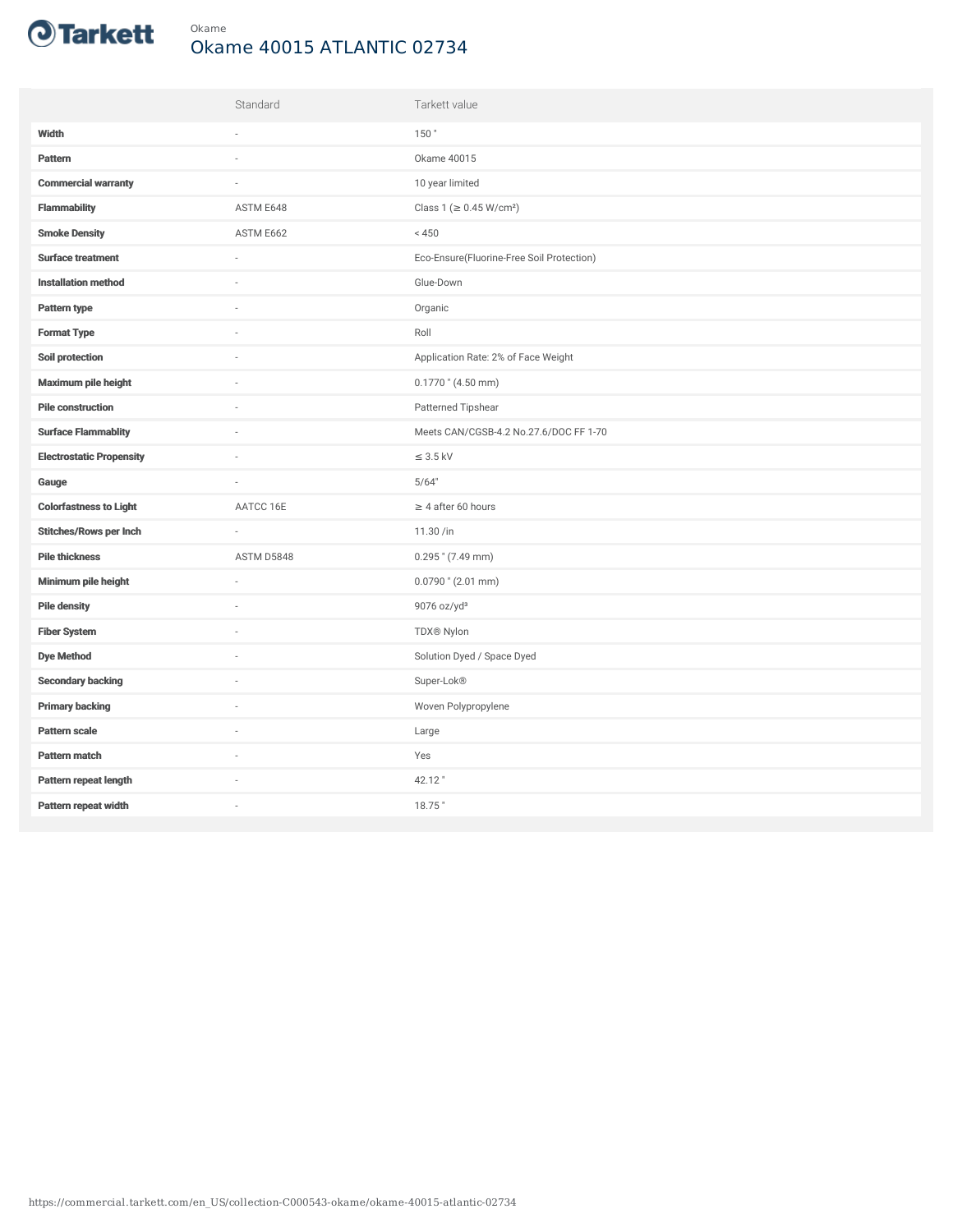Okame

# Okame 40015 ATLANTIC 02734

| | Standard | Tarkett value |
|---|---|---|
| **Width** | - | 150 " |
| **Pattern** | - | Okame 40015 |
| **Commercial warranty** | - | 10 year limited |
| **Flammability** | ASTM E648 | Class 1 (≥ 0.45 W/cm²) |
| **Smoke Density** | ASTM E662 | < 450 |
| **Surface treatment** | - | Eco-Ensure(Fluorine-Free Soil Protection) |
| **Installation method** | - | Glue-Down |
| **Pattern type** | - | Organic |
| **Format Type** | - | Roll |
| **Soil protection** | - | Application Rate: 2% of Face Weight |
| **Maximum pile height** | - | 0.1770 " (4.50 mm) |
| **Pile construction** | - | Patterned Tipshear |
| **Surface Flammablity** | - | Meets CAN/CGSB-4.2 No.27.6/DOC FF 1-70 |
| **Electrostatic Propensity** | - | ≤ 3.5 kV |
| **Gauge** | - | 5/64" |
| **Colorfastness to Light** | AATCC 16E | ≥ 4 after 60 hours |
| **Stitches/Rows per Inch** | - | 11.30 /in |
| **Pile thickness** | ASTM D5848 | 0.295 " (7.49 mm) |
| **Minimum pile height** | - | 0.0790 " (2.01 mm) |
| **Pile density** | - | 9076 oz/yd³ |
| **Fiber System** | - | TDX® Nylon |
| **Dye Method** | - | Solution Dyed / Space Dyed |
| **Secondary backing** | - | Super-Lok® |
| **Primary backing** | - | Woven Polypropylene |
| **Pattern scale** | - | Large |
| **Pattern match** | - | Yes |
| **Pattern repeat length** | - | 42.12 " |
| **Pattern repeat width** | - | 18.75 " |

https://commercial.tarkett.com/en_US/collection-C000543-okame/okame-40015-atlantic-02734